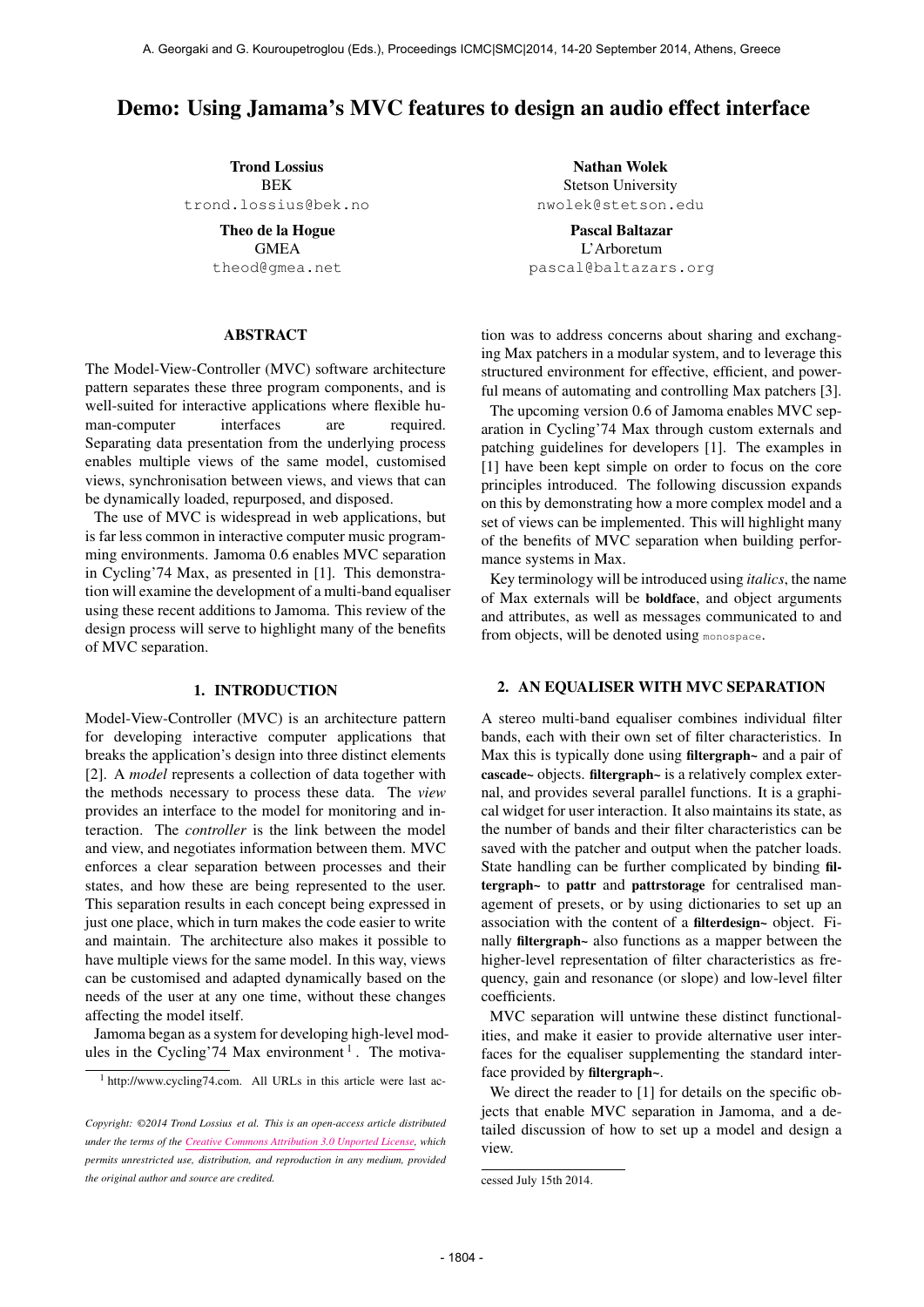# Demo: Using Jamama's MVC features to design an audio effect interface

**Trond Lossius**
BEK
trond.lossius@bek.no

**Nathan Wolek**
Stetson University
nwolek@stetson.edu

**Theo de la Hogue**
GMEA
theod@gmea.net

**Pascal Baltazar**
L'Arboretum
pascal@baltazars.org

## ABSTRACT

The Model-View-Controller (MVC) software architecture pattern separates these three program components, and is well-suited for interactive applications where flexible human-computer interfaces are required. Separating data presentation from the underlying process enables multiple views of the same model, customised views, synchronisation between views, and views that can be dynamically loaded, repurposed, and disposed.

The use of MVC is widespread in web applications, but is far less common in interactive computer music programming environments. Jamoma 0.6 enables MVC separation in Cycling'74 Max, as presented in [1]. This demonstration will examine the development of a multi-band equaliser using these recent additions to Jamoma. This review of the design process will serve to highlight many of the benefits of MVC separation.

## 1. INTRODUCTION

Model-View-Controller (MVC) is an architecture pattern for developing interactive computer applications that breaks the application's design into three distinct elements [2]. A *model* represents a collection of data together with the methods necessary to process these data. The *view* provides an interface to the model for monitoring and interaction. The *controller* is the link between the model and view, and negotiates information between them. MVC enforces a clear separation between processes and their states, and how these are being represented to the user. This separation results in each concept being expressed in just one place, which in turn makes the code easier to write and maintain. The architecture also makes it possible to have multiple views for the same model. In this way, views can be customised and adapted dynamically based on the needs of the user at any one time, without these changes affecting the model itself.

Jamoma began as a system for developing high-level modules in the Cycling'74 Max environment [1]. The motivation was to address concerns about sharing and exchanging Max patchers in a modular system, and to leverage this structured environment for effective, efficient, and powerful means of automating and controlling Max patchers [3].

The upcoming version 0.6 of Jamoma enables MVC separation in Cycling'74 Max through custom externals and patching guidelines for developers [1]. The examples in [1] have been kept simple on order to focus on the core principles introduced. The following discussion expands on this by demonstrating how a more complex model and a set of views can be implemented. This will highlight many of the benefits of MVC separation when building performance systems in Max.

Key terminology will be introduced using *italics*, the name of Max externals will be **boldface**, and object arguments and attributes, as well as messages communicated to and from objects, will be denoted using `monospace`.

## 2. AN EQUALISER WITH MVC SEPARATION

A stereo multi-band equaliser combines individual filter bands, each with their own set of filter characteristics. In Max this is typically done using **filtergraph~** and a pair of **cascade~** objects. **filtergraph~** is a relatively complex external, and provides several parallel functions. It is a graphical widget for user interaction. It also maintains its state, as the number of bands and their filter characteristics can be saved with the patcher and output when the patcher loads. State handling can be further complicated by binding **filtergraph~** to **pattr** and **pattrstorage** for centralised management of presets, or by using dictionaries to set up an association with the content of a **filterdesign~** object. Finally **filtergraph~** also functions as a mapper between the higher-level representation of filter characteristics as frequency, gain and resonance (or slope) and low-level filter coefficients.

MVC separation will untwine these distinct functionalities, and make it easier to provide alternative user interfaces for the equaliser supplementing the standard interface provided by **filtergraph~**.

We direct the reader to [1] for details on the specific objects that enable MVC separation in Jamoma, and a detailed discussion of how to set up a model and design a view.

[1] http://www.cycling74.com. All URLs in this article were last accessed July 15th 2014.

*Copyright: ©2014 Trond Lossius et al. This is an open-access article distributed under the terms of the Creative Commons Attribution 3.0 Unported License, which permits unrestricted use, distribution, and reproduction in any medium, provided the original author and source are credited.*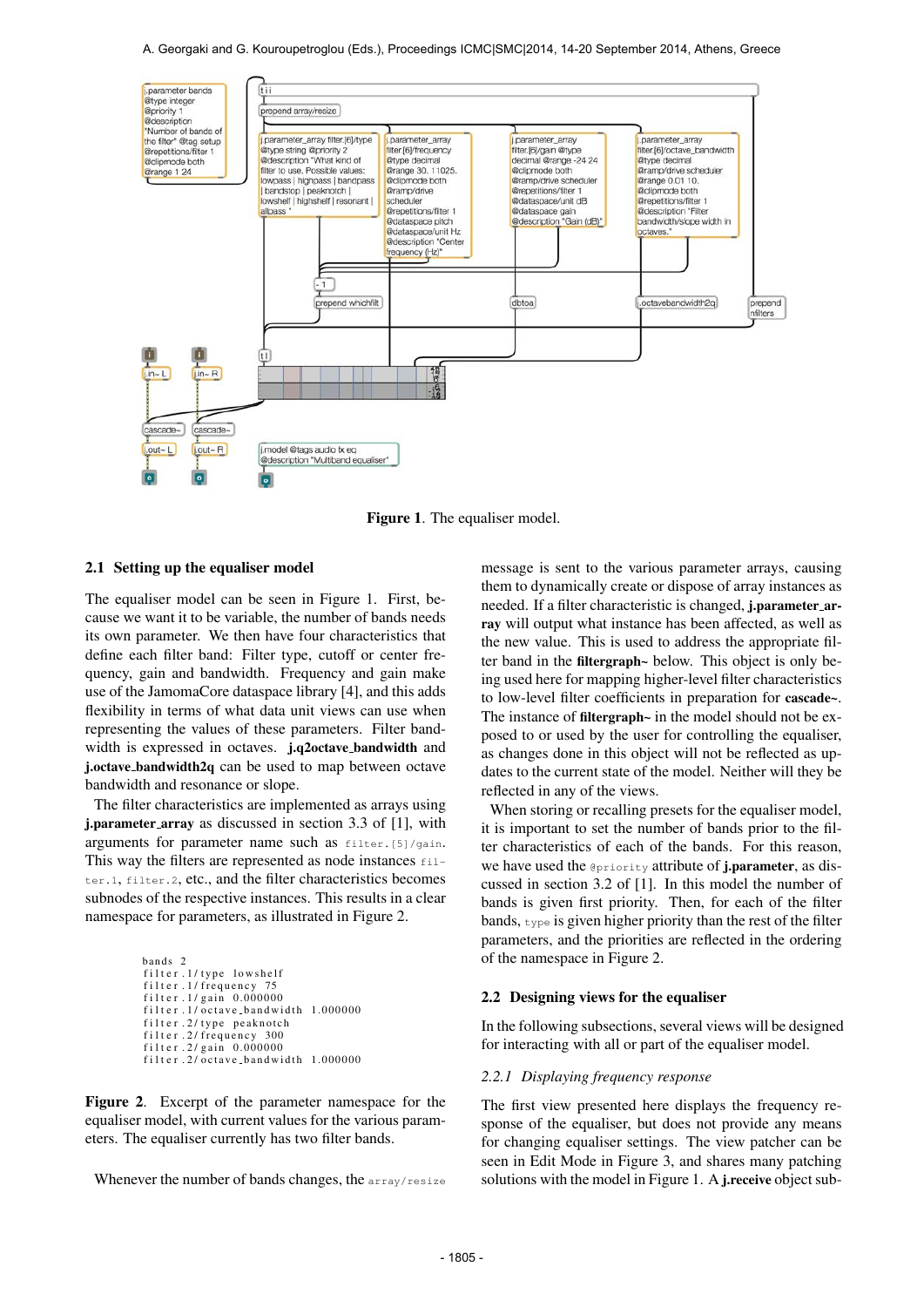**Figure 1**. The equaliser model.

### 2.1 Setting up the equaliser model

The equaliser model can be seen in Figure 1. First, because we want it to be variable, the number of bands needs its own parameter. We then have four characteristics that define each filter band: Filter type, cutoff or center frequency, gain and bandwidth. Frequency and gain make use of the JamomaCore dataspace library [4], and this adds flexibility in terms of what data unit views can use when representing the values of these parameters. Filter bandwidth is expressed in octaves. **j.q2octave_bandwidth** and **j.octave_bandwidth2q** can be used to map between octave bandwidth and resonance or slope.

The filter characteristics are implemented as arrays using **j.parameter_array** as discussed in section 3.3 of [1], with arguments for parameter name such as `filter.[5]/gain`. This way the filters are represented as node instances `filter.1`, `filter.2`, etc., and the filter characteristics becomes subnodes of the respective instances. This results in a clear namespace for parameters, as illustrated in Figure 2.

```
bands 2
filter.1/type lowshelf
filter.1/frequency 75
filter.1/gain 0.000000
filter.1/octave_bandwidth 1.000000
filter.2/type peaknotch
filter.2/frequency 300
filter.2/gain 0.000000
filter.2/octave_bandwidth 1.000000
```

**Figure 2**. Excerpt of the parameter namespace for the equaliser model, with current values for the various parameters. The equaliser currently has two filter bands.

Whenever the number of bands changes, the `array/resize` message is sent to the various parameter arrays, causing them to dynamically create or dispose of array instances as needed. If a filter characteristic is changed, **j.parameter_array** will output what instance has been affected, as well as the new value. This is used to address the appropriate filter band in the **filtergraph~** below. This object is only being used here for mapping higher-level filter characteristics to low-level filter coefficients in preparation for **cascade~**. The instance of **filtergraph~** in the model should not be exposed to or used by the user for controlling the equaliser, as changes done in this object will not be reflected as updates to the current state of the model. Neither will they be reflected in any of the views.

When storing or recalling presets for the equaliser model, it is important to set the number of bands prior to the filter characteristics of each of the bands. For this reason, we have used the `@priority` attribute of **j.parameter**, as discussed in section 3.2 of [1]. In this model the number of bands is given first priority. Then, for each of the filter bands, `type` is given higher priority than the rest of the filter parameters, and the priorities are reflected in the ordering of the namespace in Figure 2.

### 2.2 Designing views for the equaliser

In the following subsections, several views will be designed for interacting with all or part of the equaliser model.

#### *2.2.1 Displaying frequency response*

The first view presented here displays the frequency response of the equaliser, but does not provide any means for changing equaliser settings. The view patcher can be seen in Edit Mode in Figure 3, and shares many patching solutions with the model in Figure 1. A **j.receive** object sub-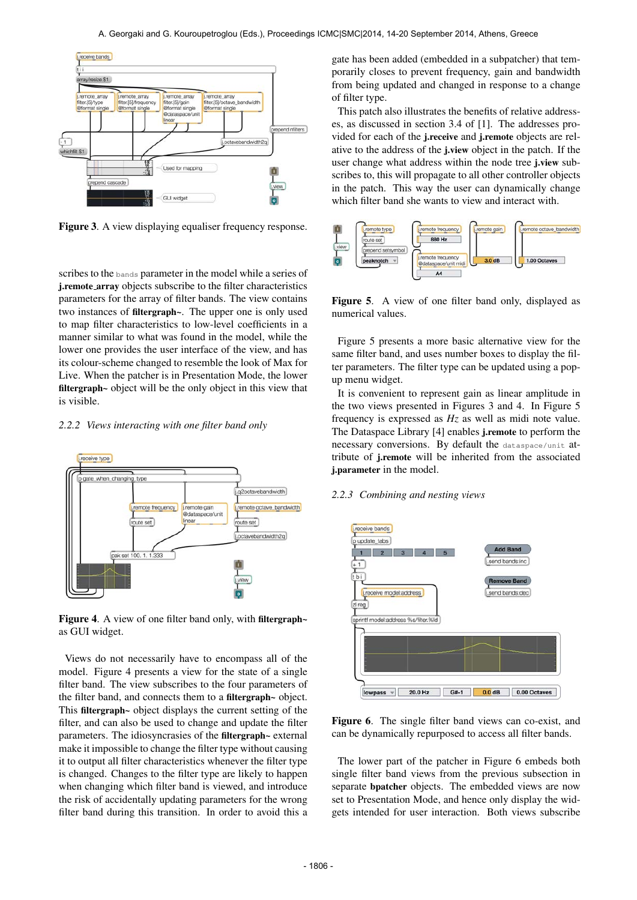**Figure 3**. A view displaying equaliser frequency response.

scribes to the `bands` parameter in the model while a series of **j.remote_array** objects subscribe to the filter characteristics parameters for the array of filter bands. The view contains two instances of **filtergraph~**. The upper one is only used to map filter characteristics to low-level coefficients in a manner similar to what was found in the model, while the lower one provides the user interface of the view, and has its colour-scheme changed to resemble the look of Max for Live. When the patcher is in Presentation Mode, the lower **filtergraph~** object will be the only object in this view that is visible.

### 2.2.2 *Views interacting with one filter band only*

**Figure 4**. A view of one filter band only, with **filtergraph~** as GUI widget.

Views do not necessarily have to encompass all of the model. Figure 4 presents a view for the state of a single filter band. The view subscribes to the four parameters of the filter band, and connects them to a **filtergraph~** object. This **filtergraph~** object displays the current setting of the filter, and can also be used to change and update the filter parameters. The idiosyncrasies of the **filtergraph~** external make it impossible to change the filter type without causing it to output all filter characteristics whenever the filter type is changed. Changes to the filter type are likely to happen when changing which filter band is viewed, and introduce the risk of accidentally updating parameters for the wrong filter band during this transition. In order to avoid this a gate has been added (embedded in a subpatcher) that temporarily closes to prevent frequency, gain and bandwidth from being updated and changed in response to a change of filter type.

This patch also illustrates the benefits of relative addresses, as discussed in section 3.4 of [1]. The addresses provided for each of the **j.receive** and **j.remote** objects are relative to the address of the **j.view** object in the patch. If the user change what address within the node tree **j.view** subscribes to, this will propagate to all other controller objects in the patch. This way the user can dynamically change which filter band she wants to view and interact with.

**Figure 5**. A view of one filter band only, displayed as numerical values.

Figure 5 presents a more basic alternative view for the same filter band, and uses number boxes to display the filter parameters. The filter type can be updated using a popup menu widget.

It is convenient to represent gain as linear amplitude in the two views presented in Figures 3 and 4. In Figure 5 frequency is expressed as *Hz* as well as midi note value. The Dataspace Library [4] enables **j.remote** to perform the necessary conversions. By default the `dataspace/unit` attribute of **j.remote** will be inherited from the associated **j.parameter** in the model.

### 2.2.3 *Combining and nesting views*

**Figure 6**. The single filter band views can co-exist, and can be dynamically repurposed to access all filter bands.

The lower part of the patcher in Figure 6 embeds both single filter band views from the previous subsection in separate **bpatcher** objects. The embedded views are now set to Presentation Mode, and hence only display the widgets intended for user interaction. Both views subscribe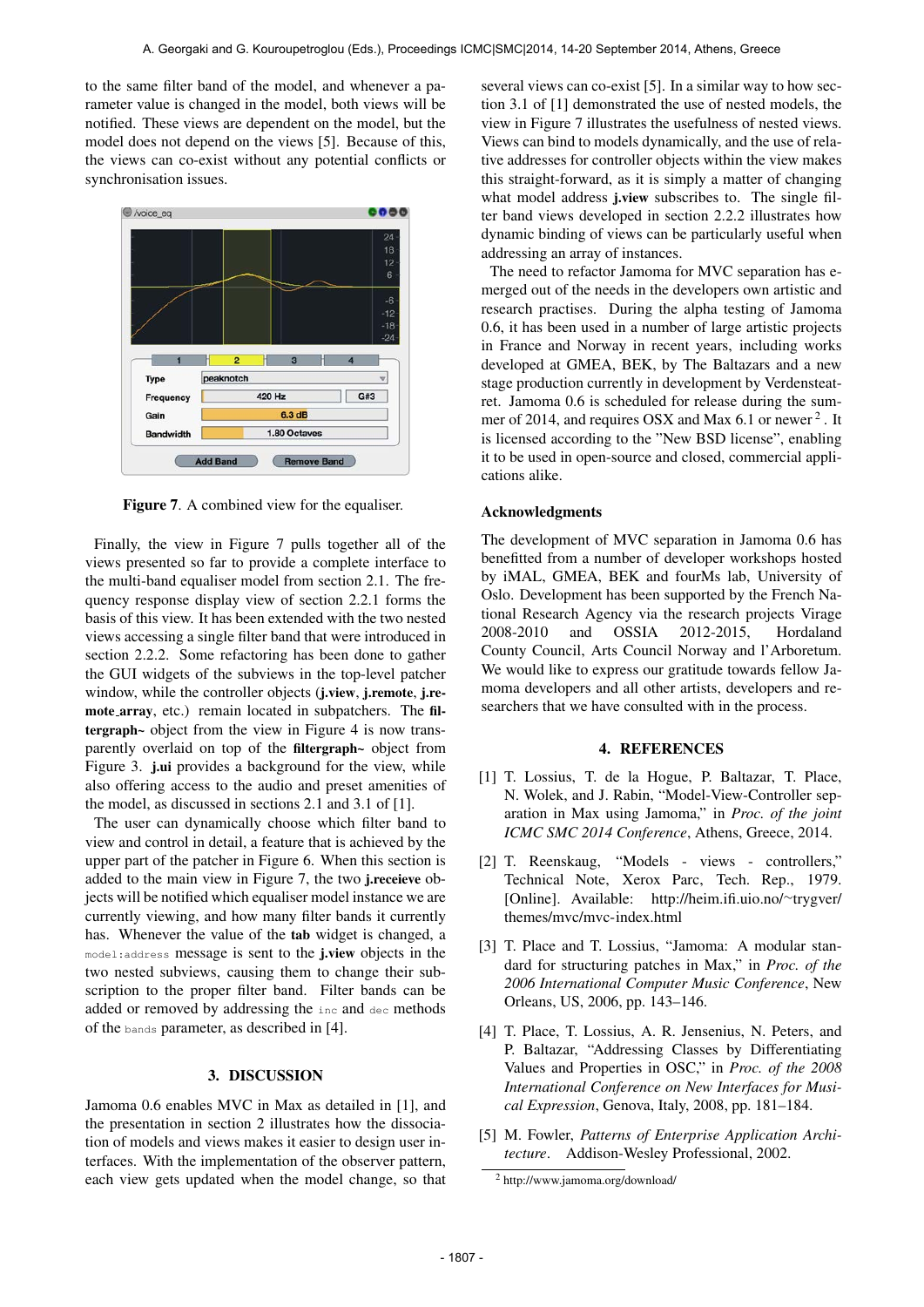to the same filter band of the model, and whenever a parameter value is changed in the model, both views will be notified. These views are dependent on the model, but the model does not depend on the views [5]. Because of this, the views can co-exist without any potential conflicts or synchronisation issues.

/voice_eq

24
18
12
6
-6
-12
-18
-24

1 2 3 4

Type peaknotch

Frequency 420 Hz G#3

Gain 6.3 dB

Bandwidth 1.80 Octaves

Add Band Remove Band

**Figure 7**. A combined view for the equaliser.

Finally, the view in Figure 7 pulls together all of the views presented so far to provide a complete interface to the multi-band equaliser model from section 2.1. The frequency response display view of section 2.2.1 forms the basis of this view. It has been extended with the two nested views accessing a single filter band that were introduced in section 2.2.2. Some refactoring has been done to gather the GUI widgets of the subviews in the top-level patcher window, while the controller objects (**j.view**, **j.remote**, **j.remote_array**, etc.) remain located in subpatchers. The **filtergraph~** object from the view in Figure 4 is now transparently overlaid on top of the **filtergraph~** object from Figure 3. **j.ui** provides a background for the view, while also offering access to the audio and preset amenities of the model, as discussed in sections 2.1 and 3.1 of [1].

The user can dynamically choose which filter band to view and control in detail, a feature that is achieved by the upper part of the patcher in Figure 6. When this section is added to the main view in Figure 7, the two **j.receieve** objects will be notified which equaliser model instance we are currently viewing, and how many filter bands it currently has. Whenever the value of the **tab** widget is changed, a `model:address` message is sent to the **j.view** objects in the two nested subviews, causing them to change their subscription to the proper filter band. Filter bands can be added or removed by addressing the `inc` and `dec` methods of the `bands` parameter, as described in [4].

## 3. DISCUSSION

Jamoma 0.6 enables MVC in Max as detailed in [1], and the presentation in section 2 illustrates how the dissociation of models and views makes it easier to design user interfaces. With the implementation of the observer pattern, each view gets updated when the model change, so that several views can co-exist [5]. In a similar way to how section 3.1 of [1] demonstrated the use of nested models, the view in Figure 7 illustrates the usefulness of nested views. Views can bind to models dynamically, and the use of relative addresses for controller objects within the view makes this straight-forward, as it is simply a matter of changing what model address **j.view** subscribes to. The single filter band views developed in section 2.2.2 illustrates how dynamic binding of views can be particularly useful when addressing an array of instances.

The need to refactor Jamoma for MVC separation has emerged out of the needs in the developers own artistic and research practises. During the alpha testing of Jamoma 0.6, it has been used in a number of large artistic projects in France and Norway in recent years, including works developed at GMEA, BEK, by The Baltazars and a new stage production currently in development by Verdensteatret. Jamoma 0.6 is scheduled for release during the summer of 2014, and requires OSX and Max 6.1 or newer [2]. It is licensed according to the "New BSD license", enabling it to be used in open-source and closed, commercial applications alike.

## Acknowledgments

The development of MVC separation in Jamoma 0.6 has benefitted from a number of developer workshops hosted by iMAL, GMEA, BEK and fourMs lab, University of Oslo. Development has been supported by the French National Research Agency via the research projects Virage 2008-2010 and OSSIA 2012-2015, Hordaland County Council, Arts Council Norway and l'Arboretum. We would like to express our gratitude towards fellow Jamoma developers and all other artists, developers and researchers that we have consulted with in the process.

## 4. REFERENCES

[1] T. Lossius, T. de la Hogue, P. Baltazar, T. Place, N. Wolek, and J. Rabin, "Model-View-Controller separation in Max using Jamoma," in *Proc. of the joint ICMC SMC 2014 Conference*, Athens, Greece, 2014.

[2] T. Reenskaug, "Models - views - controllers," Technical Note, Xerox Parc, Tech. Rep., 1979. [Online]. Available: http://heim.ifi.uio.no/~trygver/themes/mvc/mvc-index.html

[3] T. Place and T. Lossius, "Jamoma: A modular standard for structuring patches in Max," in *Proc. of the 2006 International Computer Music Conference*, New Orleans, US, 2006, pp. 143–146.

[4] T. Place, T. Lossius, A. R. Jensenius, N. Peters, and P. Baltazar, "Addressing Classes by Differentiating Values and Properties in OSC," in *Proc. of the 2008 International Conference on New Interfaces for Musical Expression*, Genova, Italy, 2008, pp. 181–184.

[5] M. Fowler, *Patterns of Enterprise Application Architecture*. Addison-Wesley Professional, 2002.

[2] http://www.jamoma.org/download/